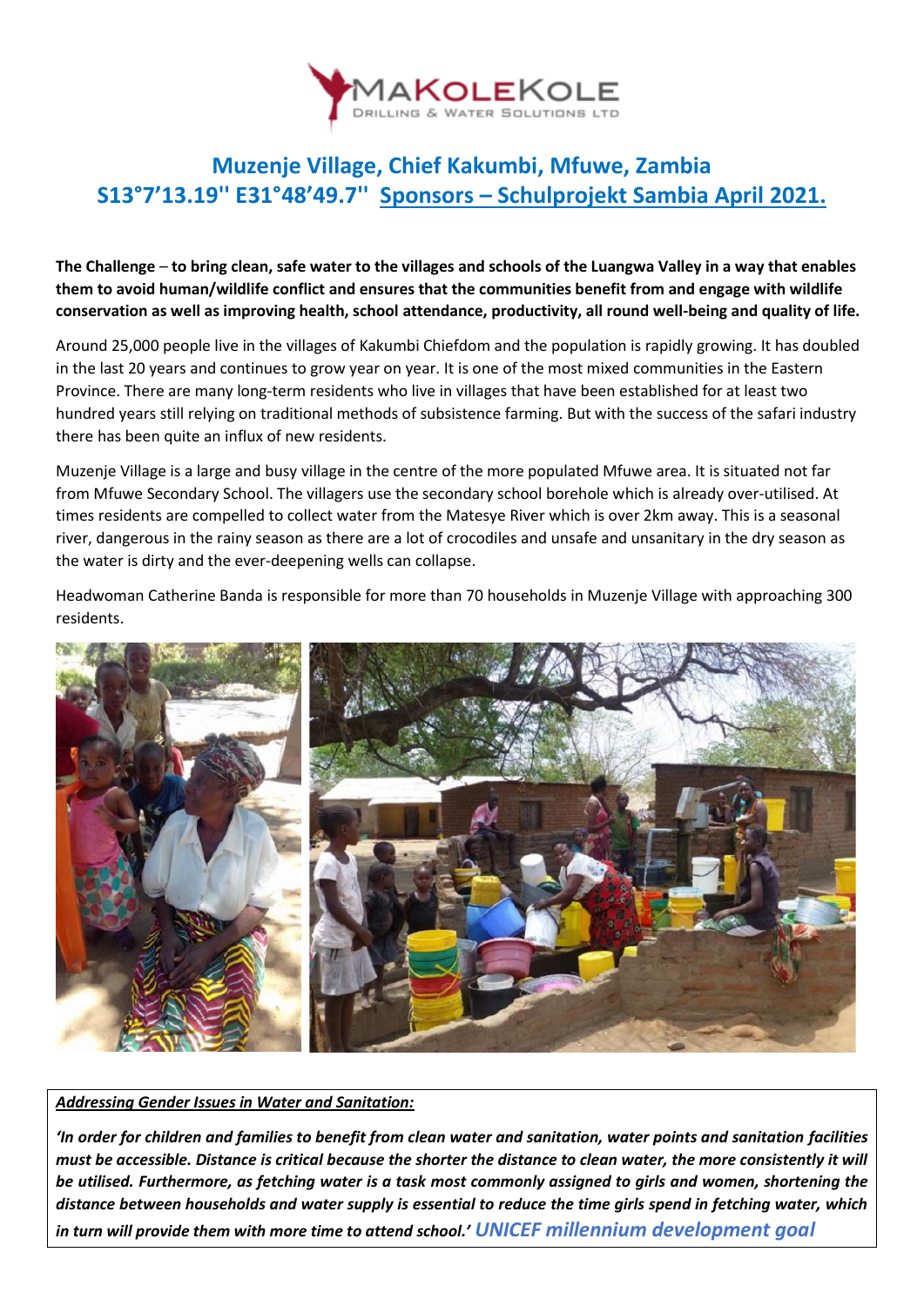MAKOLEKOLE
DRILLING & WATER SOLUTIONS LTD

# Muzenje Village, Chief Kakumbi, Mfuwe, Zambia
# S13°7'13.19'' E31°48'49.7'' Sponsors – Schulprojekt Sambia April 2021.

**The Challenge** – **to bring clean, safe water to the villages and schools of the Luangwa Valley in a way that enables them to avoid human/wildlife conflict and ensures that the communities benefit from and engage with wildlife conservation as well as improving health, school attendance, productivity, all round well-being and quality of life.**

Around 25,000 people live in the villages of Kakumbi Chiefdom and the population is rapidly growing. It has doubled in the last 20 years and continues to grow year on year. It is one of the most mixed communities in the Eastern Province. There are many long-term residents who live in villages that have been established for at least two hundred years still relying on traditional methods of subsistence farming. But with the success of the safari industry there has been quite an influx of new residents.

Muzenje Village is a large and busy village in the centre of the more populated Mfuwe area. It is situated not far from Mfuwe Secondary School. The villagers use the secondary school borehole which is already over-utilised. At times residents are compelled to collect water from the Matesye River which is over 2km away. This is a seasonal river, dangerous in the rainy season as there are a lot of crocodiles and unsafe and unsanitary in the dry season as the water is dirty and the ever-deepening wells can collapse.

Headwoman Catherine Banda is responsible for more than 70 households in Muzenje Village with approaching 300 residents.

***Addressing Gender Issues in Water and Sanitation:***

***'In order for children and families to benefit from clean water and sanitation, water points and sanitation facilities must be accessible. Distance is critical because the shorter the distance to clean water, the more consistently it will be utilised. Furthermore, as fetching water is a task most commonly assigned to girls and women, shortening the distance between households and water supply is essential to reduce the time girls spend in fetching water, which in turn will provide them with more time to attend school.'*** *UNICEF millennium development goal*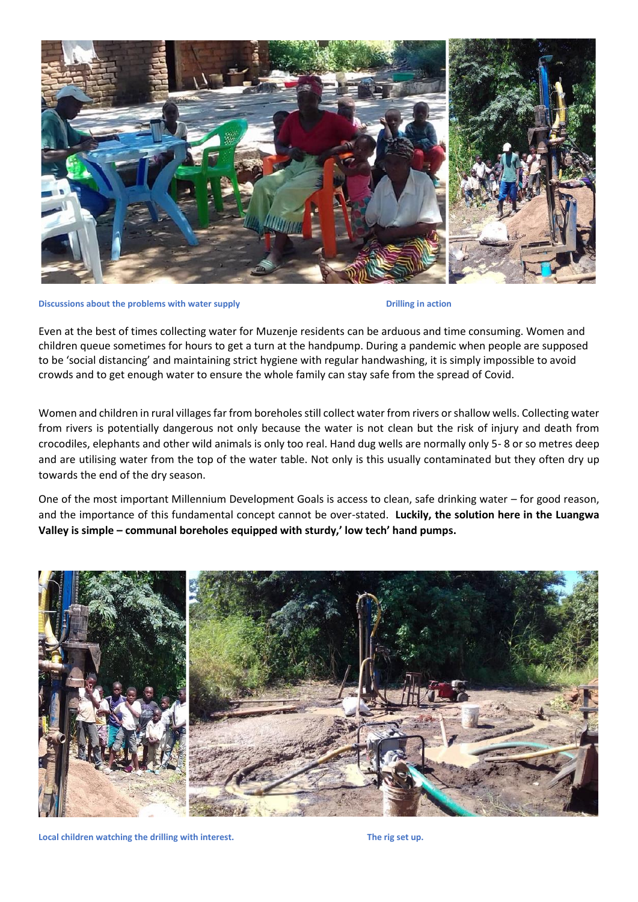**Discussions about the problems with water supply**

**Drilling in action**

Even at the best of times collecting water for Muzenje residents can be arduous and time consuming. Women and children queue sometimes for hours to get a turn at the handpump. During a pandemic when people are supposed to be 'social distancing' and maintaining strict hygiene with regular handwashing, it is simply impossible to avoid crowds and to get enough water to ensure the whole family can stay safe from the spread of Covid.

Women and children in rural villages far from boreholes still collect water from rivers or shallow wells. Collecting water from rivers is potentially dangerous not only because the water is not clean but the risk of injury and death from crocodiles, elephants and other wild animals is only too real. Hand dug wells are normally only 5- 8 or so metres deep and are utilising water from the top of the water table. Not only is this usually contaminated but they often dry up towards the end of the dry season.

One of the most important Millennium Development Goals is access to clean, safe drinking water – for good reason, and the importance of this fundamental concept cannot be over-stated. **Luckily, the solution here in the Luangwa Valley is simple – communal boreholes equipped with sturdy,' low tech' hand pumps.**

**Local children watching the drilling with interest.**

**The rig set up.**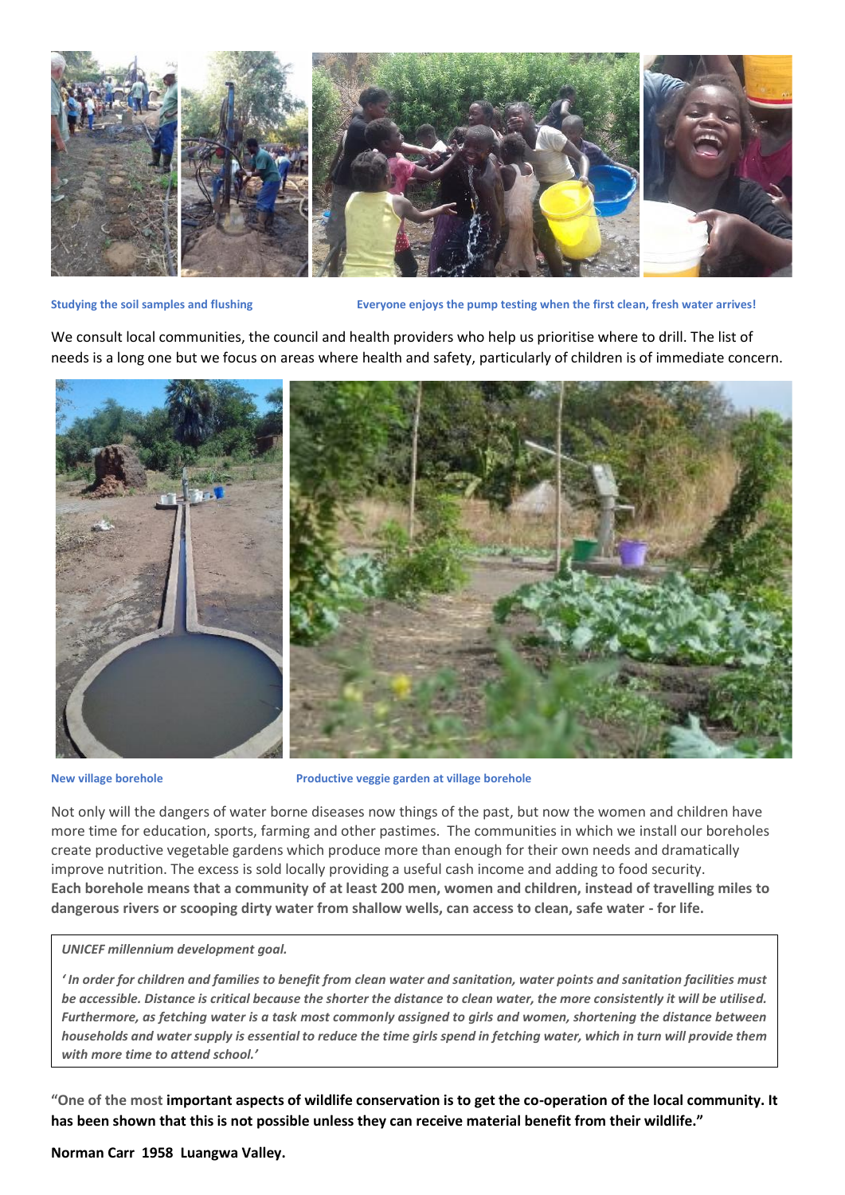**Studying the soil samples and flushing** **Everyone enjoys the pump testing when the first clean, fresh water arrives!**

We consult local communities, the council and health providers who help us prioritise where to drill. The list of needs is a long one but we focus on areas where health and safety, particularly of children is of immediate concern.

**New village borehole** **Productive veggie garden at village borehole**

Not only will the dangers of water borne diseases now things of the past, but now the women and children have more time for education, sports, farming and other pastimes. The communities in which we install our boreholes create productive vegetable gardens which produce more than enough for their own needs and dramatically improve nutrition. The excess is sold locally providing a useful cash income and adding to food security.
**Each borehole means that a community of at least 200 men, women and children, instead of travelling miles to dangerous rivers or scooping dirty water from shallow wells, can access to clean, safe water - for life.**

> *UNICEF millennium development goal.*
>
> ***' In order for children and families to benefit from clean water and sanitation, water points and sanitation facilities must be accessible. Distance is critical because the shorter the distance to clean water, the more consistently it will be utilised. Furthermore, as fetching water is a task most commonly assigned to girls and women, shortening the distance between households and water supply is essential to reduce the time girls spend in fetching water, which in turn will provide them with more time to attend school.'***

"One of the most **important aspects of wildlife conservation is to get the co-operation of the local community. It has been shown that this is not possible unless they can receive material benefit from their wildlife."**

**Norman Carr 1958 Luangwa Valley.**